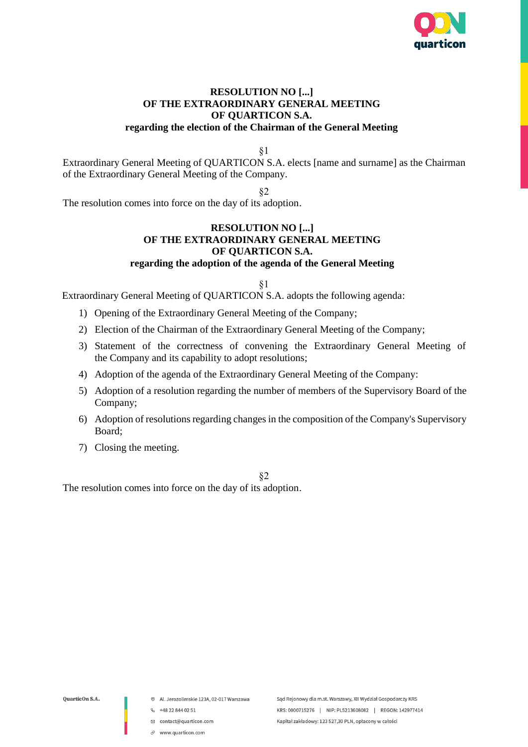**RESOLUTION NO [...]**
**OF THE EXTRAORDINARY GENERAL MEETING**
**OF QUARTICON S.A.**
**regarding the election of the Chairman of the General Meeting**

§1

Extraordinary General Meeting of QUARTICON S.A. elects [name and surname] as the Chairman of the Extraordinary General Meeting of the Company.

§2

The resolution comes into force on the day of its adoption.

**RESOLUTION NO [...]**
**OF THE EXTRAORDINARY GENERAL MEETING**
**OF QUARTICON S.A.**
**regarding the adoption of the agenda of the General Meeting**

§1

Extraordinary General Meeting of QUARTICON S.A. adopts the following agenda:

1) Opening of the Extraordinary General Meeting of the Company;
2) Election of the Chairman of the Extraordinary General Meeting of the Company;
3) Statement of the correctness of convening the Extraordinary General Meeting of the Company and its capability to adopt resolutions;
4) Adoption of the agenda of the Extraordinary General Meeting of the Company:
5) Adoption of a resolution regarding the number of members of the Supervisory Board of the Company;
6) Adoption of resolutions regarding changes in the composition of the Company's Supervisory Board;
7) Closing the meeting.

§2

The resolution comes into force on the day of its adoption.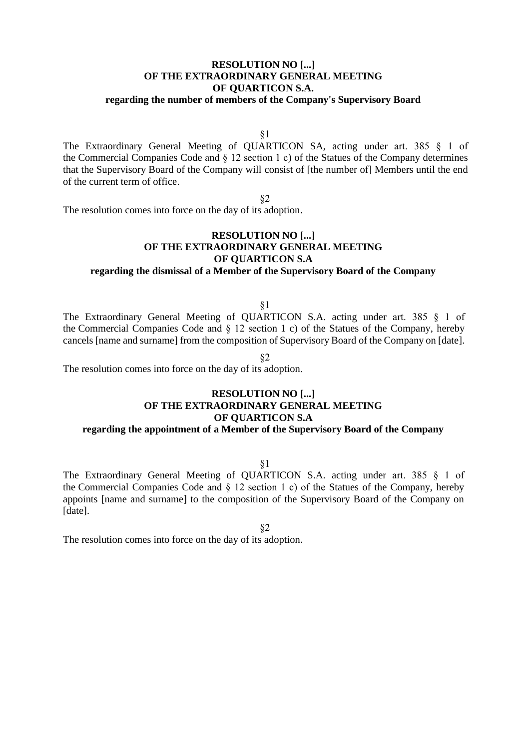**RESOLUTION NO [...]**
**OF THE EXTRAORDINARY GENERAL MEETING**
**OF QUARTICON S.A.**
**regarding the number of members of the Company's Supervisory Board**

§1

The Extraordinary General Meeting of QUARTICON SA, acting under art. 385 § 1 of the Commercial Companies Code and § 12 section 1 c) of the Statues of the Company determines that the Supervisory Board of the Company will consist of [the number of] Members until the end of the current term of office.

§2

The resolution comes into force on the day of its adoption.

**RESOLUTION NO [...]**
**OF THE EXTRAORDINARY GENERAL MEETING**
**OF QUARTICON S.A**
**regarding the dismissal of a Member of the Supervisory Board of the Company**

§1

The Extraordinary General Meeting of QUARTICON S.A. acting under art. 385 § 1 of the Commercial Companies Code and § 12 section 1 c) of the Statues of the Company, hereby cancels [name and surname] from the composition of Supervisory Board of the Company on [date].

§2

The resolution comes into force on the day of its adoption.

**RESOLUTION NO [...]**
**OF THE EXTRAORDINARY GENERAL MEETING**
**OF QUARTICON S.A**
**regarding the appointment of a Member of the Supervisory Board of the Company**

§1

The Extraordinary General Meeting of QUARTICON S.A. acting under art. 385 § 1 of the Commercial Companies Code and § 12 section 1 c) of the Statues of the Company, hereby appoints [name and surname] to the composition of the Supervisory Board of the Company on [date].

§2

The resolution comes into force on the day of its adoption.